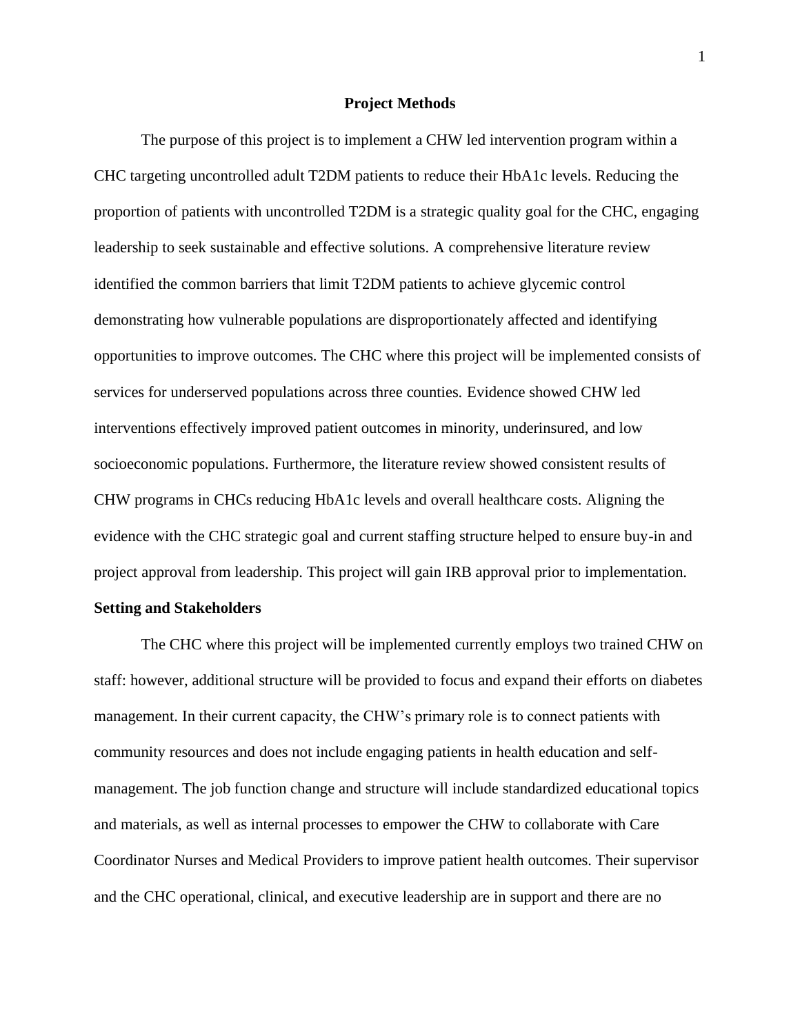# Project Methods

The purpose of this project is to implement a CHW led intervention program within a CHC targeting uncontrolled adult T2DM patients to reduce their HbA1c levels. Reducing the proportion of patients with uncontrolled T2DM is a strategic quality goal for the CHC, engaging leadership to seek sustainable and effective solutions. A comprehensive literature review identified the common barriers that limit T2DM patients to achieve glycemic control demonstrating how vulnerable populations are disproportionately affected and identifying opportunities to improve outcomes. The CHC where this project will be implemented consists of services for underserved populations across three counties. Evidence showed CHW led interventions effectively improved patient outcomes in minority, underinsured, and low socioeconomic populations. Furthermore, the literature review showed consistent results of CHW programs in CHCs reducing HbA1c levels and overall healthcare costs. Aligning the evidence with the CHC strategic goal and current staffing structure helped to ensure buy-in and project approval from leadership. This project will gain IRB approval prior to implementation.

## Setting and Stakeholders

The CHC where this project will be implemented currently employs two trained CHW on staff: however, additional structure will be provided to focus and expand their efforts on diabetes management. In their current capacity, the CHW's primary role is to connect patients with community resources and does not include engaging patients in health education and self-management. The job function change and structure will include standardized educational topics and materials, as well as internal processes to empower the CHW to collaborate with Care Coordinator Nurses and Medical Providers to improve patient health outcomes. Their supervisor and the CHC operational, clinical, and executive leadership are in support and there are no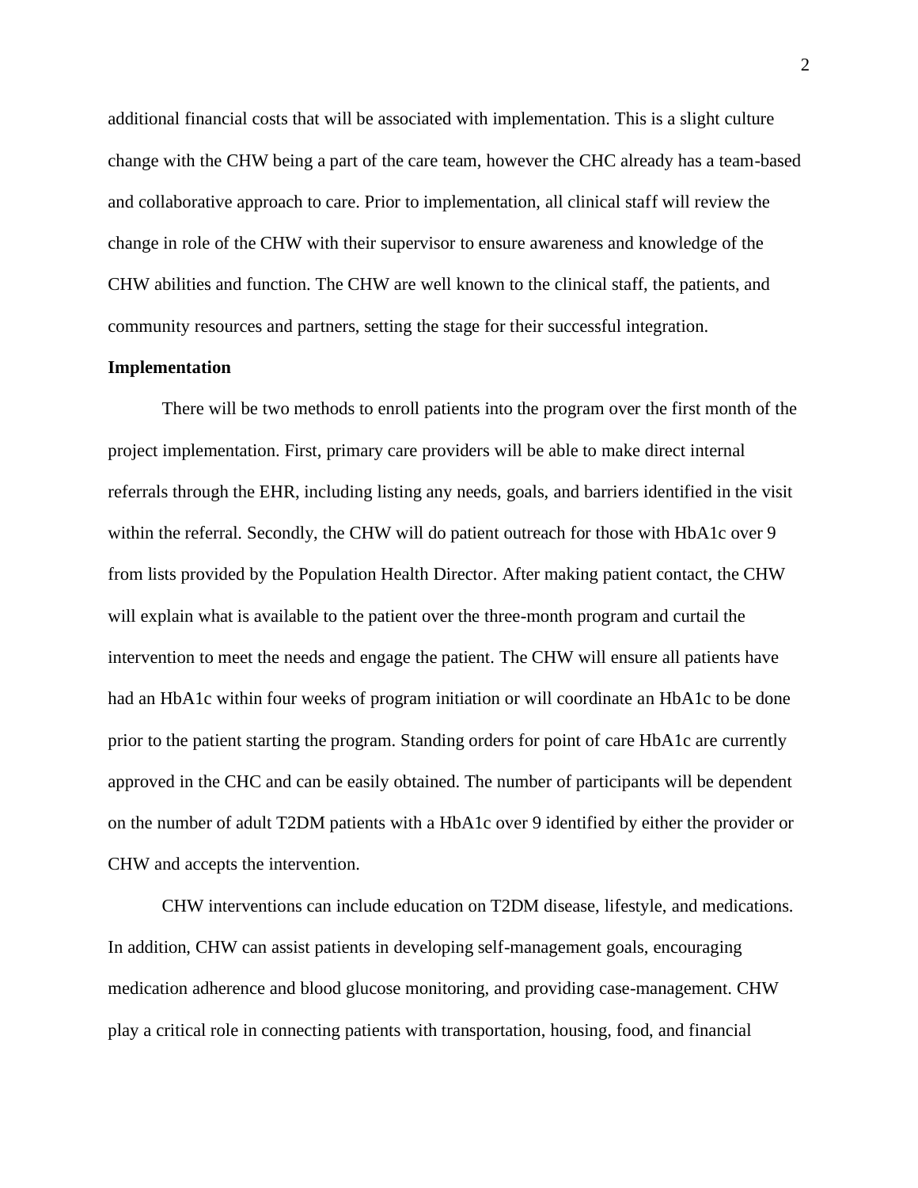additional financial costs that will be associated with implementation. This is a slight culture change with the CHW being a part of the care team, however the CHC already has a team-based and collaborative approach to care. Prior to implementation, all clinical staff will review the change in role of the CHW with their supervisor to ensure awareness and knowledge of the CHW abilities and function. The CHW are well known to the clinical staff, the patients, and community resources and partners, setting the stage for their successful integration.

**Implementation**

There will be two methods to enroll patients into the program over the first month of the project implementation. First, primary care providers will be able to make direct internal referrals through the EHR, including listing any needs, goals, and barriers identified in the visit within the referral. Secondly, the CHW will do patient outreach for those with HbA1c over 9 from lists provided by the Population Health Director. After making patient contact, the CHW will explain what is available to the patient over the three-month program and curtail the intervention to meet the needs and engage the patient. The CHW will ensure all patients have had an HbA1c within four weeks of program initiation or will coordinate an HbA1c to be done prior to the patient starting the program. Standing orders for point of care HbA1c are currently approved in the CHC and can be easily obtained. The number of participants will be dependent on the number of adult T2DM patients with a HbA1c over 9 identified by either the provider or CHW and accepts the intervention.

CHW interventions can include education on T2DM disease, lifestyle, and medications. In addition, CHW can assist patients in developing self-management goals, encouraging medication adherence and blood glucose monitoring, and providing case-management. CHW play a critical role in connecting patients with transportation, housing, food, and financial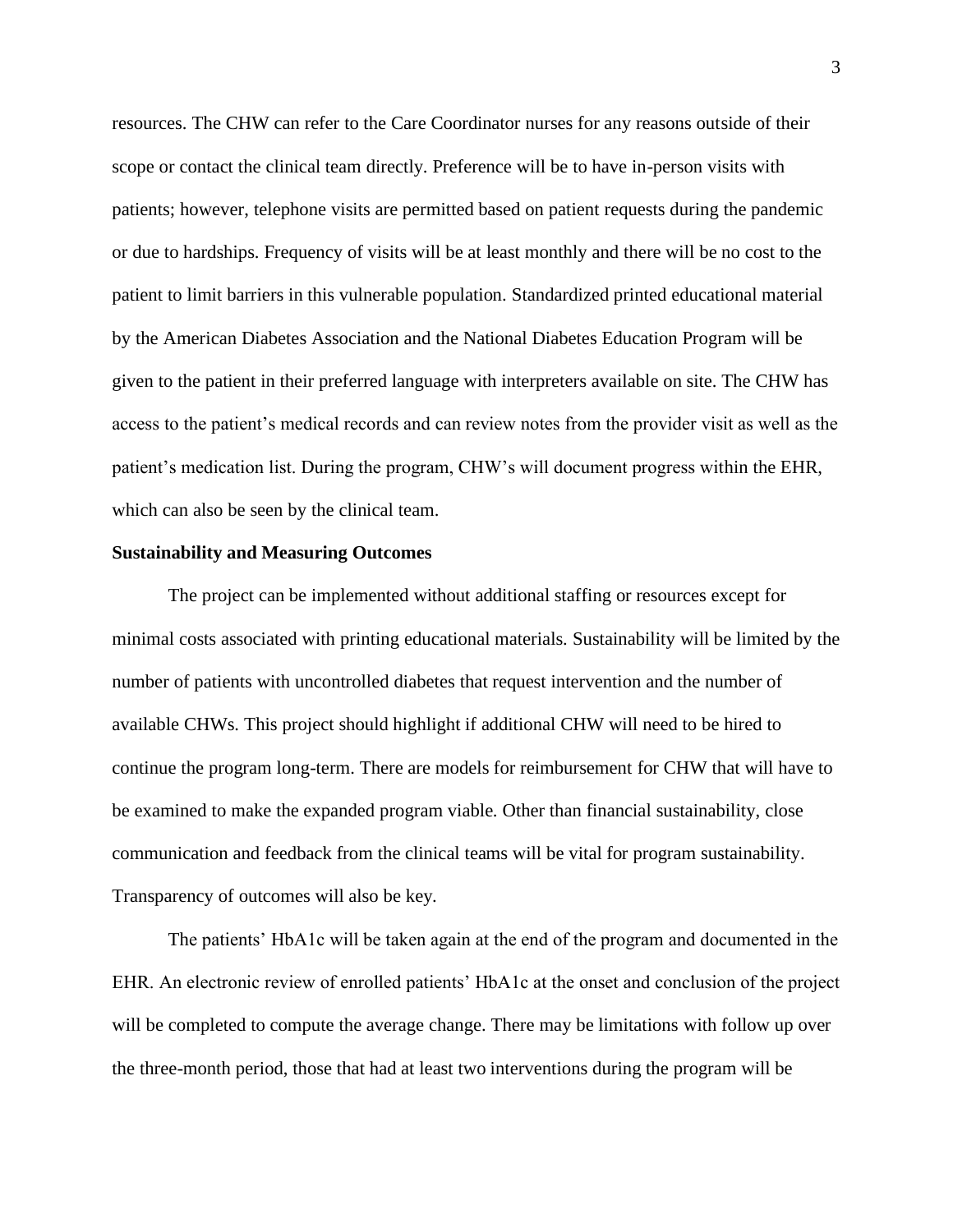resources. The CHW can refer to the Care Coordinator nurses for any reasons outside of their scope or contact the clinical team directly. Preference will be to have in-person visits with patients; however, telephone visits are permitted based on patient requests during the pandemic or due to hardships. Frequency of visits will be at least monthly and there will be no cost to the patient to limit barriers in this vulnerable population. Standardized printed educational material by the American Diabetes Association and the National Diabetes Education Program will be given to the patient in their preferred language with interpreters available on site. The CHW has access to the patient's medical records and can review notes from the provider visit as well as the patient's medication list. During the program, CHW's will document progress within the EHR, which can also be seen by the clinical team.

**Sustainability and Measuring Outcomes**

The project can be implemented without additional staffing or resources except for minimal costs associated with printing educational materials. Sustainability will be limited by the number of patients with uncontrolled diabetes that request intervention and the number of available CHWs. This project should highlight if additional CHW will need to be hired to continue the program long-term. There are models for reimbursement for CHW that will have to be examined to make the expanded program viable. Other than financial sustainability, close communication and feedback from the clinical teams will be vital for program sustainability. Transparency of outcomes will also be key.

The patients' HbA1c will be taken again at the end of the program and documented in the EHR. An electronic review of enrolled patients' HbA1c at the onset and conclusion of the project will be completed to compute the average change. There may be limitations with follow up over the three-month period, those that had at least two interventions during the program will be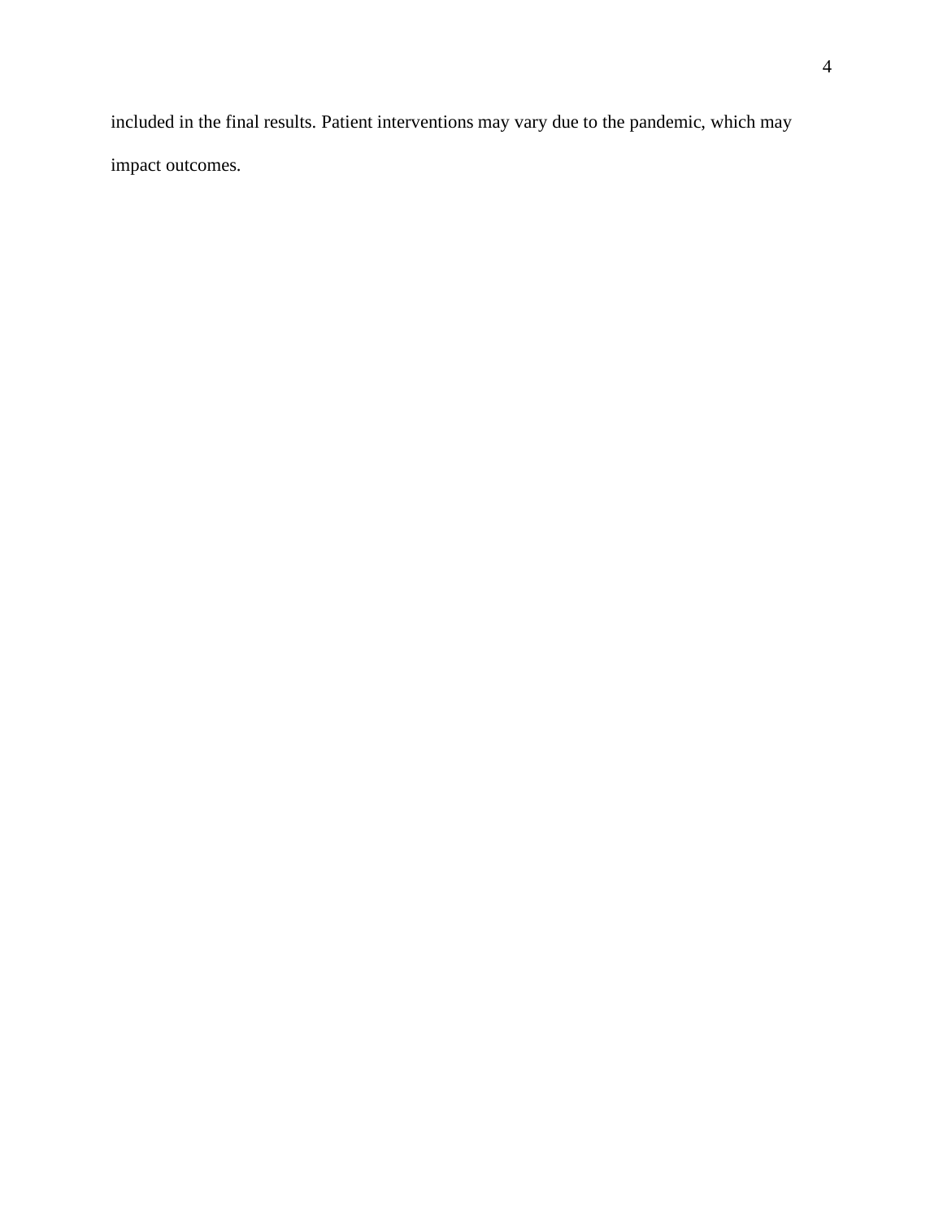included in the final results. Patient interventions may vary due to the pandemic, which may impact outcomes.